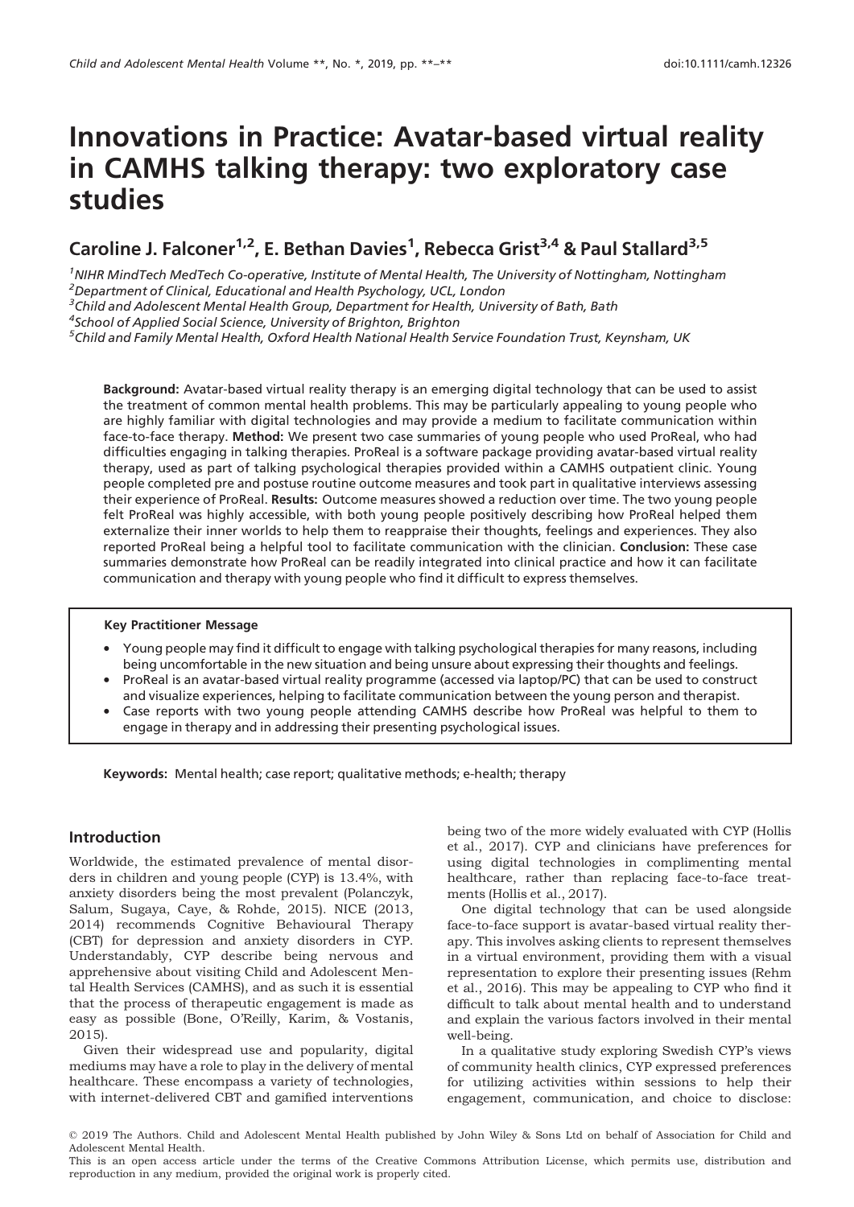# Innovations in Practice: Avatar-based virtual reality in CAMHS talking therapy: two exploratory case studies

**Caroline J. Falconer[1,2], E. Bethan Davies[1], Rebecca Grist[3,4] & Paul Stallard[3,5]**

[1]*NIHR MindTech MedTech Co-operative, Institute of Mental Health, The University of Nottingham, Nottingham*
[2]*Department of Clinical, Educational and Health Psychology, UCL, London*
[3]*Child and Adolescent Mental Health Group, Department for Health, University of Bath, Bath*
[4]*School of Applied Social Science, University of Brighton, Brighton*
[5]*Child and Family Mental Health, Oxford Health National Health Service Foundation Trust, Keynsham, UK*

**Background:** Avatar-based virtual reality therapy is an emerging digital technology that can be used to assist the treatment of common mental health problems. This may be particularly appealing to young people who are highly familiar with digital technologies and may provide a medium to facilitate communication within face-to-face therapy. **Method:** We present two case summaries of young people who used ProReal, who had difficulties engaging in talking therapies. ProReal is a software package providing avatar-based virtual reality therapy, used as part of talking psychological therapies provided within a CAMHS outpatient clinic. Young people completed pre and postuse routine outcome measures and took part in qualitative interviews assessing their experience of ProReal. **Results:** Outcome measures showed a reduction over time. The two young people felt ProReal was highly accessible, with both young people positively describing how ProReal helped them externalize their inner worlds to help them to reappraise their thoughts, feelings and experiences. They also reported ProReal being a helpful tool to facilitate communication with the clinician. **Conclusion:** These case summaries demonstrate how ProReal can be readily integrated into clinical practice and how it can facilitate communication and therapy with young people who find it difficult to express themselves.

**Key Practitioner Message**

- Young people may find it difficult to engage with talking psychological therapies for many reasons, including being uncomfortable in the new situation and being unsure about expressing their thoughts and feelings.
- ProReal is an avatar-based virtual reality programme (accessed via laptop/PC) that can be used to construct and visualize experiences, helping to facilitate communication between the young person and therapist.
- Case reports with two young people attending CAMHS describe how ProReal was helpful to them to engage in therapy and in addressing their presenting psychological issues.

**Keywords:** Mental health; case report; qualitative methods; e-health; therapy

## Introduction

Worldwide, the estimated prevalence of mental disorders in children and young people (CYP) is 13.4%, with anxiety disorders being the most prevalent (Polanczyk, Salum, Sugaya, Caye, & Rohde, 2015). NICE (2013, 2014) recommends Cognitive Behavioural Therapy (CBT) for depression and anxiety disorders in CYP. Understandably, CYP describe being nervous and apprehensive about visiting Child and Adolescent Mental Health Services (CAMHS), and as such it is essential that the process of therapeutic engagement is made as easy as possible (Bone, O'Reilly, Karim, & Vostanis, 2015).

Given their widespread use and popularity, digital mediums may have a role to play in the delivery of mental healthcare. These encompass a variety of technologies, with internet-delivered CBT and gamified interventions being two of the more widely evaluated with CYP (Hollis et al., 2017). CYP and clinicians have preferences for using digital technologies in complimenting mental healthcare, rather than replacing face-to-face treatments (Hollis et al., 2017).

One digital technology that can be used alongside face-to-face support is avatar-based virtual reality therapy. This involves asking clients to represent themselves in a virtual environment, providing them with a visual representation to explore their presenting issues (Rehm et al., 2016). This may be appealing to CYP who find it difficult to talk about mental health and to understand and explain the various factors involved in their mental well-being.

In a qualitative study exploring Swedish CYP's views of community health clinics, CYP expressed preferences for utilizing activities within sessions to help their engagement, communication, and choice to disclose:

© 2019 The Authors. Child and Adolescent Mental Health published by John Wiley & Sons Ltd on behalf of Association for Child and Adolescent Mental Health.
This is an open access article under the terms of the Creative Commons Attribution License, which permits use, distribution and reproduction in any medium, provided the original work is properly cited.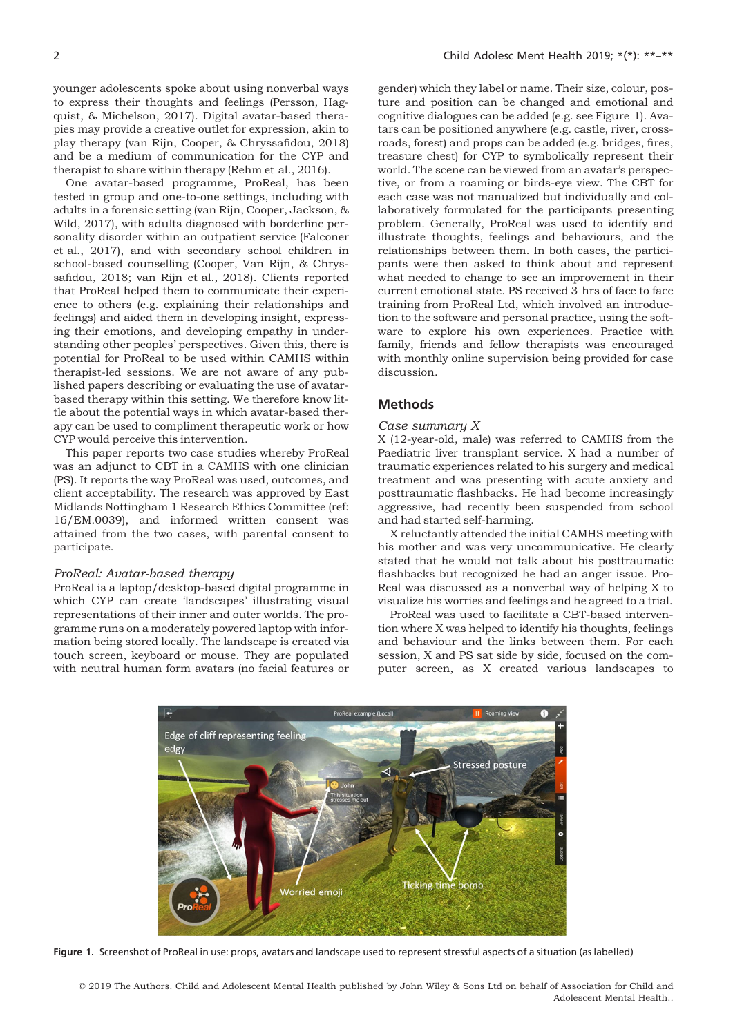younger adolescents spoke about using nonverbal ways to express their thoughts and feelings (Persson, Hagquist, & Michelson, 2017). Digital avatar-based therapies may provide a creative outlet for expression, akin to play therapy (van Rijn, Cooper, & Chryssafidou, 2018) and be a medium of communication for the CYP and therapist to share within therapy (Rehm et al., 2016).

One avatar-based programme, ProReal, has been tested in group and one-to-one settings, including with adults in a forensic setting (van Rijn, Cooper, Jackson, & Wild, 2017), with adults diagnosed with borderline personality disorder within an outpatient service (Falconer et al., 2017), and with secondary school children in school-based counselling (Cooper, Van Rijn, & Chryssafidou, 2018; van Rijn et al., 2018). Clients reported that ProReal helped them to communicate their experience to others (e.g. explaining their relationships and feelings) and aided them in developing insight, expressing their emotions, and developing empathy in understanding other peoples' perspectives. Given this, there is potential for ProReal to be used within CAMHS within therapist-led sessions. We are not aware of any published papers describing or evaluating the use of avatar-based therapy within this setting. We therefore know little about the potential ways in which avatar-based therapy can be used to compliment therapeutic work or how CYP would perceive this intervention.

This paper reports two case studies whereby ProReal was an adjunct to CBT in a CAMHS with one clinician (PS). It reports the way ProReal was used, outcomes, and client acceptability. The research was approved by East Midlands Nottingham 1 Research Ethics Committee (ref: 16/EM.0039), and informed written consent was attained from the two cases, with parental consent to participate.

### *ProReal: Avatar-based therapy*

ProReal is a laptop/desktop-based digital programme in which CYP can create 'landscapes' illustrating visual representations of their inner and outer worlds. The programme runs on a moderately powered laptop with information being stored locally. The landscape is created via touch screen, keyboard or mouse. They are populated with neutral human form avatars (no facial features or gender) which they label or name. Their size, colour, posture and position can be changed and emotional and cognitive dialogues can be added (e.g. see Figure 1). Avatars can be positioned anywhere (e.g. castle, river, crossroads, forest) and props can be added (e.g. bridges, fires, treasure chest) for CYP to symbolically represent their world. The scene can be viewed from an avatar's perspective, or from a roaming or birds-eye view. The CBT for each case was not manualized but individually and collaboratively formulated for the participants presenting problem. Generally, ProReal was used to identify and illustrate thoughts, feelings and behaviours, and the relationships between them. In both cases, the participants were then asked to think about and represent what needed to change to see an improvement in their current emotional state. PS received 3 hrs of face to face training from ProReal Ltd, which involved an introduction to the software and personal practice, using the software to explore his own experiences. Practice with family, friends and fellow therapists was encouraged with monthly online supervision being provided for case discussion.

## Methods

### *Case summary X*

X (12-year-old, male) was referred to CAMHS from the Paediatric liver transplant service. X had a number of traumatic experiences related to his surgery and medical treatment and was presenting with acute anxiety and posttraumatic flashbacks. He had become increasingly aggressive, had recently been suspended from school and had started self-harming.

X reluctantly attended the initial CAMHS meeting with his mother and was very uncommunicative. He clearly stated that he would not talk about his posttraumatic flashbacks but recognized he had an anger issue. ProReal was discussed as a nonverbal way of helping X to visualize his worries and feelings and he agreed to a trial.

ProReal was used to facilitate a CBT-based intervention where X was helped to identify his thoughts, feelings and behaviour and the links between them. For each session, X and PS sat side by side, focused on the computer screen, as X created various landscapes to

**Figure 1.** Screenshot of ProReal in use: props, avatars and landscape used to represent stressful aspects of a situation (as labelled)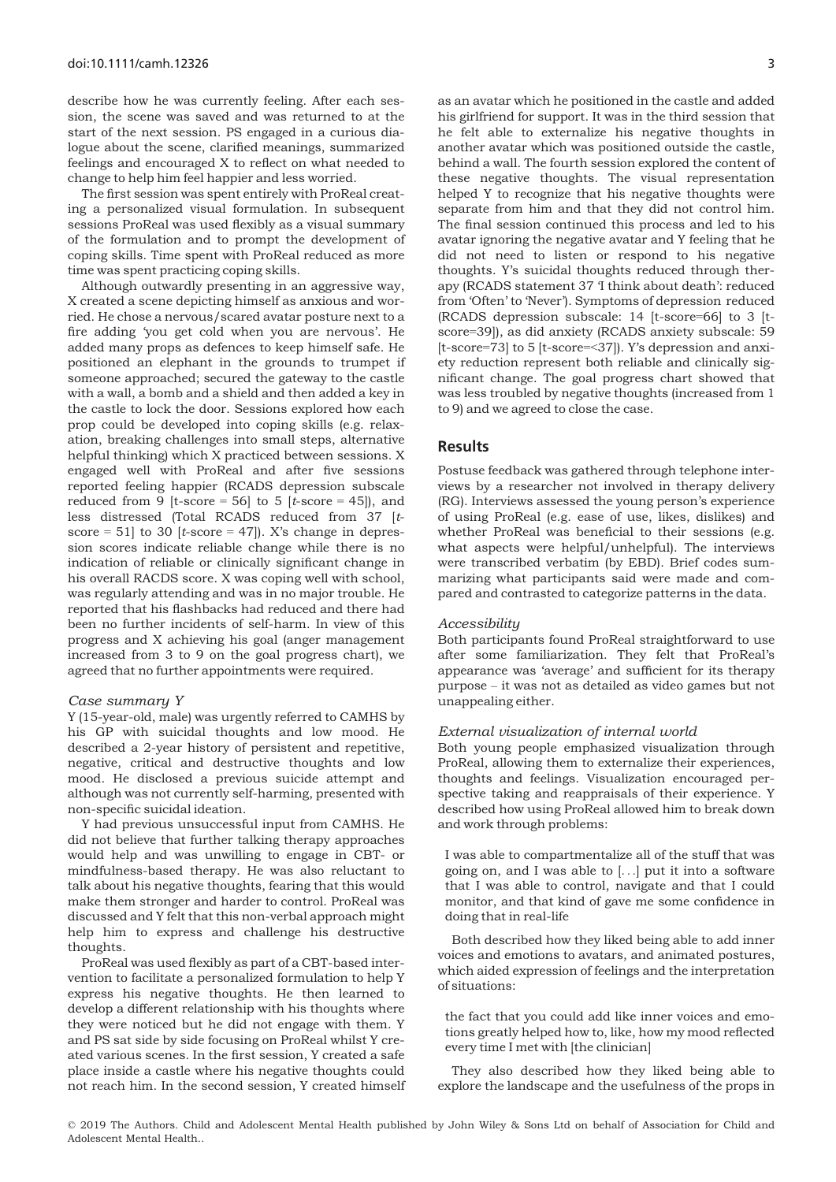describe how he was currently feeling. After each session, the scene was saved and was returned to at the start of the next session. PS engaged in a curious dialogue about the scene, clarified meanings, summarized feelings and encouraged X to reflect on what needed to change to help him feel happier and less worried.

The first session was spent entirely with ProReal creating a personalized visual formulation. In subsequent sessions ProReal was used flexibly as a visual summary of the formulation and to prompt the development of coping skills. Time spent with ProReal reduced as more time was spent practicing coping skills.

Although outwardly presenting in an aggressive way, X created a scene depicting himself as anxious and worried. He chose a nervous/scared avatar posture next to a fire adding 'you get cold when you are nervous'. He added many props as defences to keep himself safe. He positioned an elephant in the grounds to trumpet if someone approached; secured the gateway to the castle with a wall, a bomb and a shield and then added a key in the castle to lock the door. Sessions explored how each prop could be developed into coping skills (e.g. relaxation, breaking challenges into small steps, alternative helpful thinking) which X practiced between sessions. X engaged well with ProReal and after five sessions reported feeling happier (RCADS depression subscale reduced from 9 [t-score = 56] to 5 [*t*-score = 45]), and less distressed (Total RCADS reduced from 37 [*t*-score = 51] to 30 [*t*-score = 47]). X's change in depression scores indicate reliable change while there is no indication of reliable or clinically significant change in his overall RACDS score. X was coping well with school, was regularly attending and was in no major trouble. He reported that his flashbacks had reduced and there had been no further incidents of self-harm. In view of this progress and X achieving his goal (anger management increased from 3 to 9 on the goal progress chart), we agreed that no further appointments were required.

### *Case summary Y*

Y (15-year-old, male) was urgently referred to CAMHS by his GP with suicidal thoughts and low mood. He described a 2-year history of persistent and repetitive, negative, critical and destructive thoughts and low mood. He disclosed a previous suicide attempt and although was not currently self-harming, presented with non-specific suicidal ideation.

Y had previous unsuccessful input from CAMHS. He did not believe that further talking therapy approaches would help and was unwilling to engage in CBT- or mindfulness-based therapy. He was also reluctant to talk about his negative thoughts, fearing that this would make them stronger and harder to control. ProReal was discussed and Y felt that this non-verbal approach might help him to express and challenge his destructive thoughts.

ProReal was used flexibly as part of a CBT-based intervention to facilitate a personalized formulation to help Y express his negative thoughts. He then learned to develop a different relationship with his thoughts where they were noticed but he did not engage with them. Y and PS sat side by side focusing on ProReal whilst Y created various scenes. In the first session, Y created a safe place inside a castle where his negative thoughts could not reach him. In the second session, Y created himself as an avatar which he positioned in the castle and added his girlfriend for support. It was in the third session that he felt able to externalize his negative thoughts in another avatar which was positioned outside the castle, behind a wall. The fourth session explored the content of these negative thoughts. The visual representation helped Y to recognize that his negative thoughts were separate from him and that they did not control him. The final session continued this process and led to his avatar ignoring the negative avatar and Y feeling that he did not need to listen or respond to his negative thoughts. Y's suicidal thoughts reduced through therapy (RCADS statement 37 'I think about death': reduced from 'Often' to 'Never'). Symptoms of depression reduced (RCADS depression subscale: 14 [t-score=66] to 3 [t-score=39]), as did anxiety (RCADS anxiety subscale: 59 [t-score=73] to 5 [t-score=<37]). Y's depression and anxiety reduction represent both reliable and clinically significant change. The goal progress chart showed that was less troubled by negative thoughts (increased from 1 to 9) and we agreed to close the case.

## Results

Postuse feedback was gathered through telephone interviews by a researcher not involved in therapy delivery (RG). Interviews assessed the young person's experience of using ProReal (e.g. ease of use, likes, dislikes) and whether ProReal was beneficial to their sessions (e.g. what aspects were helpful/unhelpful). The interviews were transcribed verbatim (by EBD). Brief codes summarizing what participants said were made and compared and contrasted to categorize patterns in the data.

### *Accessibility*

Both participants found ProReal straightforward to use after some familiarization. They felt that ProReal's appearance was 'average' and sufficient for its therapy purpose – it was not as detailed as video games but not unappealing either.

### *External visualization of internal world*

Both young people emphasized visualization through ProReal, allowing them to externalize their experiences, thoughts and feelings. Visualization encouraged perspective taking and reappraisals of their experience. Y described how using ProReal allowed him to break down and work through problems:

> I was able to compartmentalize all of the stuff that was going on, and I was able to […] put it into a software that I was able to control, navigate and that I could monitor, and that kind of gave me some confidence in doing that in real-life

Both described how they liked being able to add inner voices and emotions to avatars, and animated postures, which aided expression of feelings and the interpretation of situations:

> the fact that you could add like inner voices and emotions greatly helped how to, like, how my mood reflected every time I met with [the clinician]

They also described how they liked being able to explore the landscape and the usefulness of the props in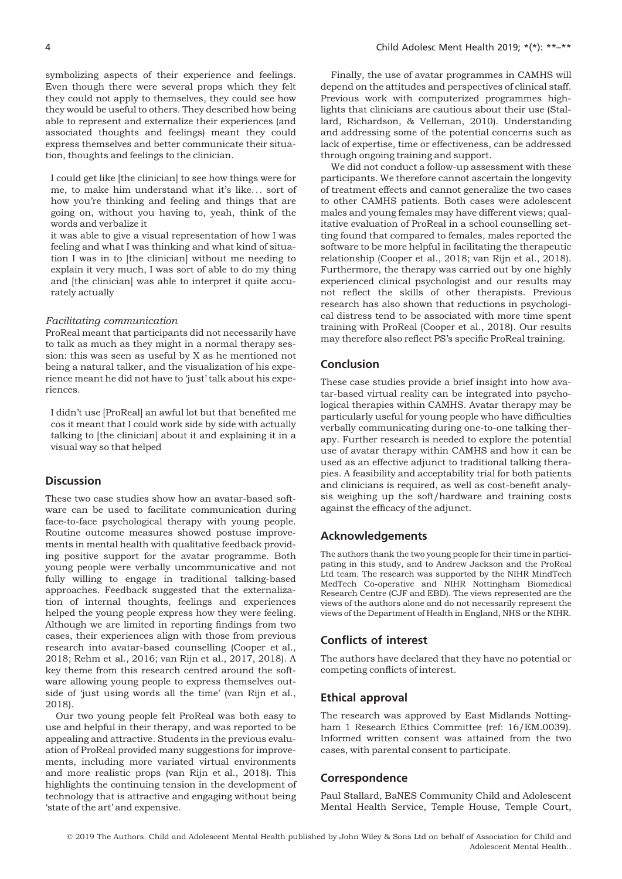symbolizing aspects of their experience and feelings. Even though there were several props which they felt they could not apply to themselves, they could see how they would be useful to others. They described how being able to represent and externalize their experiences (and associated thoughts and feelings) meant they could express themselves and better communicate their situation, thoughts and feelings to the clinician.

> I could get like [the clinician] to see how things were for me, to make him understand what it's like… sort of how you're thinking and feeling and things that are going on, without you having to, yeah, think of the words and verbalize it

> it was able to give a visual representation of how I was feeling and what I was thinking and what kind of situation I was in to [the clinician] without me needing to explain it very much, I was sort of able to do my thing and [the clinician] was able to interpret it quite accurately actually

*Facilitating communication*

ProReal meant that participants did not necessarily have to talk as much as they might in a normal therapy session: this was seen as useful by X as he mentioned not being a natural talker, and the visualization of his experience meant he did not have to 'just' talk about his experiences.

> I didn't use [ProReal] an awful lot but that benefited me cos it meant that I could work side by side with actually talking to [the clinician] about it and explaining it in a visual way so that helped

## Discussion

These two case studies show how an avatar-based software can be used to facilitate communication during face-to-face psychological therapy with young people. Routine outcome measures showed postuse improvements in mental health with qualitative feedback providing positive support for the avatar programme. Both young people were verbally uncommunicative and not fully willing to engage in traditional talking-based approaches. Feedback suggested that the externalization of internal thoughts, feelings and experiences helped the young people express how they were feeling. Although we are limited in reporting findings from two cases, their experiences align with those from previous research into avatar-based counselling (Cooper et al., 2018; Rehm et al., 2016; van Rijn et al., 2017, 2018). A key theme from this research centred around the software allowing young people to express themselves outside of 'just using words all the time' (van Rijn et al., 2018).

Our two young people felt ProReal was both easy to use and helpful in their therapy, and was reported to be appealing and attractive. Students in the previous evaluation of ProReal provided many suggestions for improvements, including more variated virtual environments and more realistic props (van Rijn et al., 2018). This highlights the continuing tension in the development of technology that is attractive and engaging without being 'state of the art' and expensive.

Finally, the use of avatar programmes in CAMHS will depend on the attitudes and perspectives of clinical staff. Previous work with computerized programmes highlights that clinicians are cautious about their use (Stallard, Richardson, & Velleman, 2010). Understanding and addressing some of the potential concerns such as lack of expertise, time or effectiveness, can be addressed through ongoing training and support.

We did not conduct a follow-up assessment with these participants. We therefore cannot ascertain the longevity of treatment effects and cannot generalize the two cases to other CAMHS patients. Both cases were adolescent males and young females may have different views; qualitative evaluation of ProReal in a school counselling setting found that compared to females, males reported the software to be more helpful in facilitating the therapeutic relationship (Cooper et al., 2018; van Rijn et al., 2018). Furthermore, the therapy was carried out by one highly experienced clinical psychologist and our results may not reflect the skills of other therapists. Previous research has also shown that reductions in psychological distress tend to be associated with more time spent training with ProReal (Cooper et al., 2018). Our results may therefore also reflect PS's specific ProReal training.

## Conclusion

These case studies provide a brief insight into how avatar-based virtual reality can be integrated into psychological therapies within CAMHS. Avatar therapy may be particularly useful for young people who have difficulties verbally communicating during one-to-one talking therapy. Further research is needed to explore the potential use of avatar therapy within CAMHS and how it can be used as an effective adjunct to traditional talking therapies. A feasibility and acceptability trial for both patients and clinicians is required, as well as cost-benefit analysis weighing up the soft/hardware and training costs against the efficacy of the adjunct.

## Acknowledgements

The authors thank the two young people for their time in participating in this study, and to Andrew Jackson and the ProReal Ltd team. The research was supported by the NIHR MindTech MedTech Co-operative and NIHR Nottingham Biomedical Research Centre (CJF and EBD). The views represented are the views of the authors alone and do not necessarily represent the views of the Department of Health in England, NHS or the NIHR.

## Conflicts of interest

The authors have declared that they have no potential or competing conflicts of interest.

## Ethical approval

The research was approved by East Midlands Nottingham 1 Research Ethics Committee (ref: 16/EM.0039). Informed written consent was attained from the two cases, with parental consent to participate.

## Correspondence

Paul Stallard, BaNES Community Child and Adolescent Mental Health Service, Temple House, Temple Court,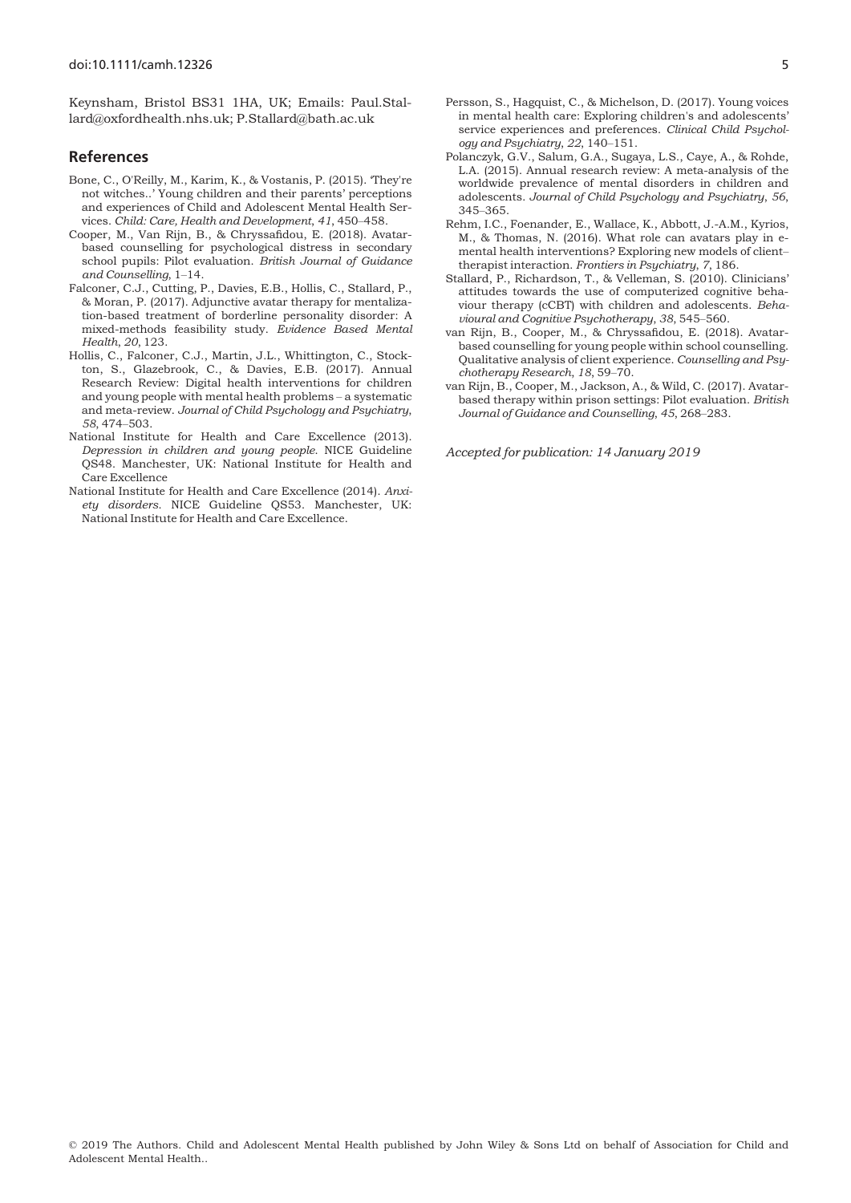Keynsham, Bristol BS31 1HA, UK; Emails: Paul.Stallard@oxfordhealth.nhs.uk; P.Stallard@bath.ac.uk

## References

Bone, C., O'Reilly, M., Karim, K., & Vostanis, P. (2015). 'They're not witches..' Young children and their parents' perceptions and experiences of Child and Adolescent Mental Health Services. *Child: Care, Health and Development*, *41*, 450–458.

Cooper, M., Van Rijn, B., & Chryssafidou, E. (2018). Avatar-based counselling for psychological distress in secondary school pupils: Pilot evaluation. *British Journal of Guidance and Counselling*, 1–14.

Falconer, C.J., Cutting, P., Davies, E.B., Hollis, C., Stallard, P., & Moran, P. (2017). Adjunctive avatar therapy for mentalization-based treatment of borderline personality disorder: A mixed-methods feasibility study. *Evidence Based Mental Health*, *20*, 123.

Hollis, C., Falconer, C.J., Martin, J.L., Whittington, C., Stockton, S., Glazebrook, C., & Davies, E.B. (2017). Annual Research Review: Digital health interventions for children and young people with mental health problems – a systematic and meta-review. *Journal of Child Psychology and Psychiatry*, *58*, 474–503.

National Institute for Health and Care Excellence (2013). *Depression in children and young people.* NICE Guideline QS48. Manchester, UK: National Institute for Health and Care Excellence

National Institute for Health and Care Excellence (2014). *Anxiety disorders.* NICE Guideline QS53. Manchester, UK: National Institute for Health and Care Excellence.

Persson, S., Hagquist, C., & Michelson, D. (2017). Young voices in mental health care: Exploring children's and adolescents' service experiences and preferences. *Clinical Child Psychology and Psychiatry*, *22*, 140–151.

Polanczyk, G.V., Salum, G.A., Sugaya, L.S., Caye, A., & Rohde, L.A. (2015). Annual research review: A meta-analysis of the worldwide prevalence of mental disorders in children and adolescents. *Journal of Child Psychology and Psychiatry*, *56*, 345–365.

Rehm, I.C., Foenander, E., Wallace, K., Abbott, J.-A.M., Kyrios, M., & Thomas, N. (2016). What role can avatars play in e-mental health interventions? Exploring new models of client–therapist interaction. *Frontiers in Psychiatry*, *7*, 186.

Stallard, P., Richardson, T., & Velleman, S. (2010). Clinicians' attitudes towards the use of computerized cognitive behaviour therapy (cCBT) with children and adolescents. *Behavioural and Cognitive Psychotherapy*, *38*, 545–560.

van Rijn, B., Cooper, M., & Chryssafidou, E. (2018). Avatar-based counselling for young people within school counselling. Qualitative analysis of client experience. *Counselling and Psychotherapy Research*, *18*, 59–70.

van Rijn, B., Cooper, M., Jackson, A., & Wild, C. (2017). Avatar-based therapy within prison settings: Pilot evaluation. *British Journal of Guidance and Counselling*, *45*, 268–283.

*Accepted for publication: 14 January 2019*

© 2019 The Authors. Child and Adolescent Mental Health published by John Wiley & Sons Ltd on behalf of Association for Child and Adolescent Mental Health..